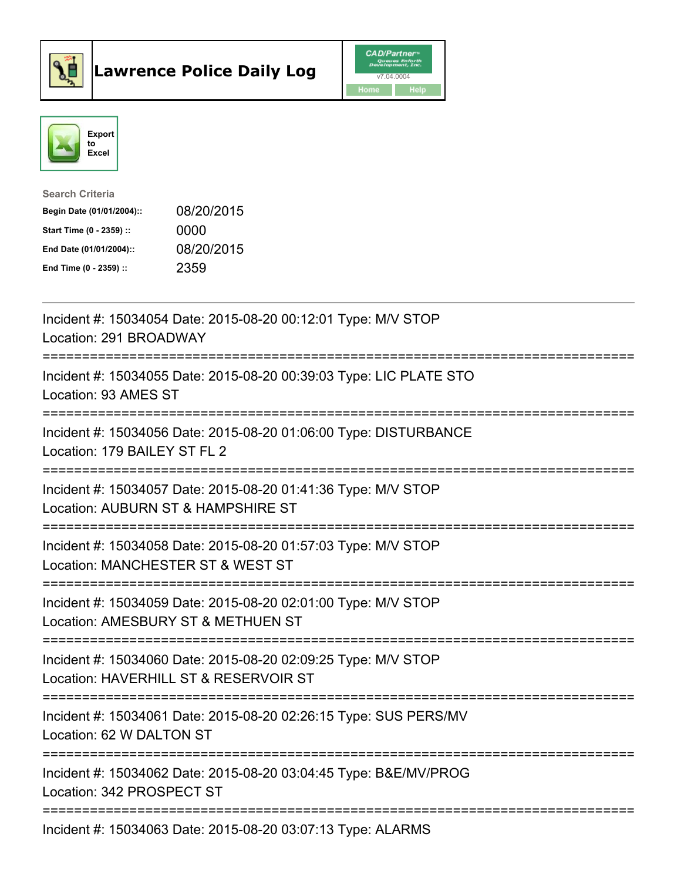# Lawrence Police Daily Log

CAD/Partner™ Queues Enforth Development, Inc. v7.04.0004

Home | Help

Export to Excel

**Search Criteria**

| | |
|---|---|
| **Begin Date (01/01/2004)::** | 08/20/2015 |
| **Start Time (0 - 2359) ::** | 0000 |
| **End Date (01/01/2004)::** | 08/20/2015 |
| **End Time (0 - 2359) ::** | 2359 |

---

Incident #: 15034054 Date: 2015-08-20 00:12:01 Type: M/V STOP
Location: 291 BROADWAY

===========================================================================

Incident #: 15034055 Date: 2015-08-20 00:39:03 Type: LIC PLATE STO
Location: 93 AMES ST

===========================================================================

Incident #: 15034056 Date: 2015-08-20 01:06:00 Type: DISTURBANCE
Location: 179 BAILEY ST FL 2

===========================================================================

Incident #: 15034057 Date: 2015-08-20 01:41:36 Type: M/V STOP
Location: AUBURN ST & HAMPSHIRE ST

===========================================================================

Incident #: 15034058 Date: 2015-08-20 01:57:03 Type: M/V STOP
Location: MANCHESTER ST & WEST ST

===========================================================================

Incident #: 15034059 Date: 2015-08-20 02:01:00 Type: M/V STOP
Location: AMESBURY ST & METHUEN ST

===========================================================================

Incident #: 15034060 Date: 2015-08-20 02:09:25 Type: M/V STOP
Location: HAVERHILL ST & RESERVOIR ST

===========================================================================

Incident #: 15034061 Date: 2015-08-20 02:26:15 Type: SUS PERS/MV
Location: 62 W DALTON ST

===========================================================================

Incident #: 15034062 Date: 2015-08-20 03:04:45 Type: B&E/MV/PROG
Location: 342 PROSPECT ST

===========================================================================

Incident #: 15034063 Date: 2015-08-20 03:07:13 Type: ALARMS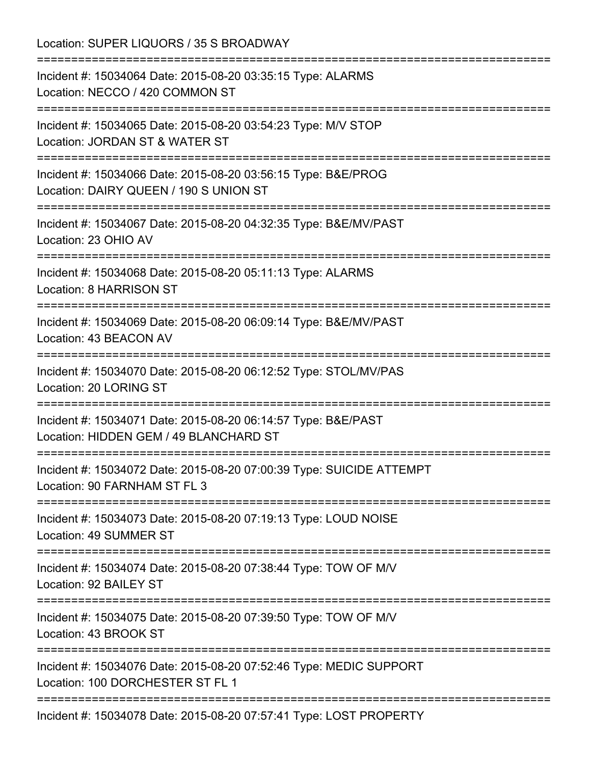Location: SUPER LIQUORS / 35 S BROADWAY

===========================================================================

Incident #: 15034064 Date: 2015-08-20 03:35:15 Type: ALARMS
Location: NECCO / 420 COMMON ST

===========================================================================

Incident #: 15034065 Date: 2015-08-20 03:54:23 Type: M/V STOP
Location: JORDAN ST & WATER ST

===========================================================================

Incident #: 15034066 Date: 2015-08-20 03:56:15 Type: B&E/PROG
Location: DAIRY QUEEN / 190 S UNION ST

===========================================================================

Incident #: 15034067 Date: 2015-08-20 04:32:35 Type: B&E/MV/PAST
Location: 23 OHIO AV

===========================================================================

Incident #: 15034068 Date: 2015-08-20 05:11:13 Type: ALARMS
Location: 8 HARRISON ST

===========================================================================

Incident #: 15034069 Date: 2015-08-20 06:09:14 Type: B&E/MV/PAST
Location: 43 BEACON AV

===========================================================================

Incident #: 15034070 Date: 2015-08-20 06:12:52 Type: STOL/MV/PAS
Location: 20 LORING ST

===========================================================================

Incident #: 15034071 Date: 2015-08-20 06:14:57 Type: B&E/PAST
Location: HIDDEN GEM / 49 BLANCHARD ST

===========================================================================

Incident #: 15034072 Date: 2015-08-20 07:00:39 Type: SUICIDE ATTEMPT
Location: 90 FARNHAM ST FL 3

===========================================================================

Incident #: 15034073 Date: 2015-08-20 07:19:13 Type: LOUD NOISE
Location: 49 SUMMER ST

===========================================================================

Incident #: 15034074 Date: 2015-08-20 07:38:44 Type: TOW OF M/V
Location: 92 BAILEY ST

===========================================================================

Incident #: 15034075 Date: 2015-08-20 07:39:50 Type: TOW OF M/V
Location: 43 BROOK ST

===========================================================================

Incident #: 15034076 Date: 2015-08-20 07:52:46 Type: MEDIC SUPPORT
Location: 100 DORCHESTER ST FL 1

===========================================================================

Incident #: 15034078 Date: 2015-08-20 07:57:41 Type: LOST PROPERTY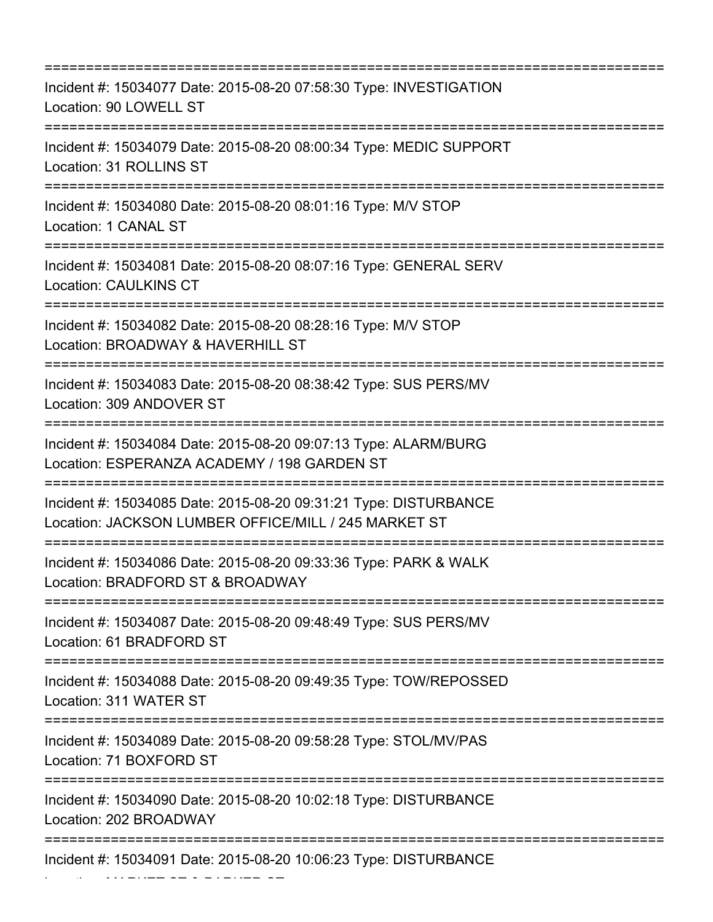===========================================================================
Incident #: 15034077 Date: 2015-08-20 07:58:30 Type: INVESTIGATION
Location: 90 LOWELL ST
===========================================================================
Incident #: 15034079 Date: 2015-08-20 08:00:34 Type: MEDIC SUPPORT
Location: 31 ROLLINS ST
===========================================================================
Incident #: 15034080 Date: 2015-08-20 08:01:16 Type: M/V STOP
Location: 1 CANAL ST
===========================================================================
Incident #: 15034081 Date: 2015-08-20 08:07:16 Type: GENERAL SERV
Location: CAULKINS CT
===========================================================================
Incident #: 15034082 Date: 2015-08-20 08:28:16 Type: M/V STOP
Location: BROADWAY & HAVERHILL ST
===========================================================================
Incident #: 15034083 Date: 2015-08-20 08:38:42 Type: SUS PERS/MV
Location: 309 ANDOVER ST
===========================================================================
Incident #: 15034084 Date: 2015-08-20 09:07:13 Type: ALARM/BURG
Location: ESPERANZA ACADEMY / 198 GARDEN ST
===========================================================================
Incident #: 15034085 Date: 2015-08-20 09:31:21 Type: DISTURBANCE
Location: JACKSON LUMBER OFFICE/MILL / 245 MARKET ST
===========================================================================
Incident #: 15034086 Date: 2015-08-20 09:33:36 Type: PARK & WALK
Location: BRADFORD ST & BROADWAY
===========================================================================
Incident #: 15034087 Date: 2015-08-20 09:48:49 Type: SUS PERS/MV
Location: 61 BRADFORD ST
===========================================================================
Incident #: 15034088 Date: 2015-08-20 09:49:35 Type: TOW/REPOSSED
Location: 311 WATER ST
===========================================================================
Incident #: 15034089 Date: 2015-08-20 09:58:28 Type: STOL/MV/PAS
Location: 71 BOXFORD ST
===========================================================================
Incident #: 15034090 Date: 2015-08-20 10:02:18 Type: DISTURBANCE
Location: 202 BROADWAY
===========================================================================
Incident #: 15034091 Date: 2015-08-20 10:06:23 Type: DISTURBANCE
Location: MARKET ST & PARKER ST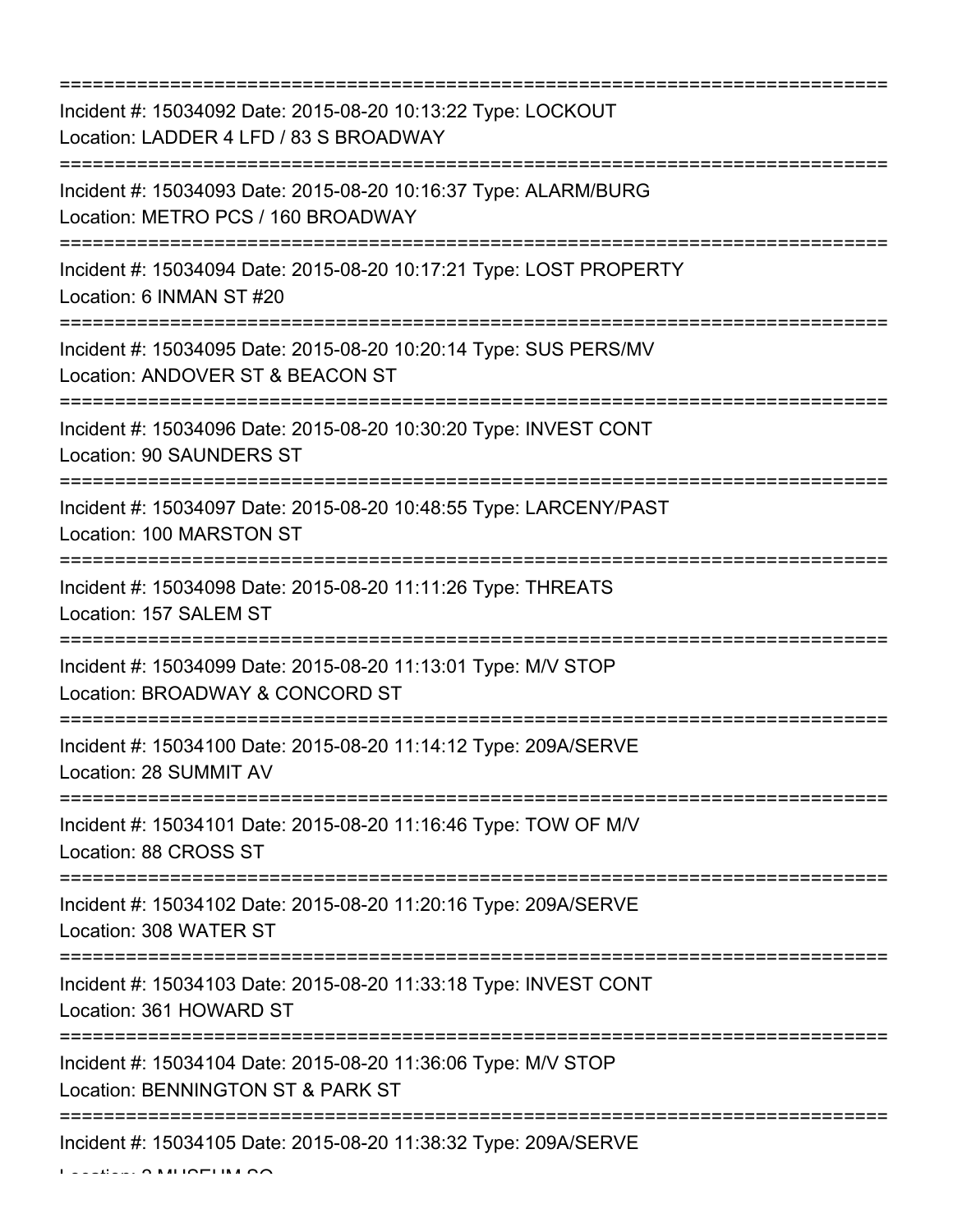===========================================================================
Incident #: 15034092 Date: 2015-08-20 10:13:22 Type: LOCKOUT
Location: LADDER 4 LFD / 83 S BROADWAY
===========================================================================
Incident #: 15034093 Date: 2015-08-20 10:16:37 Type: ALARM/BURG
Location: METRO PCS / 160 BROADWAY
===========================================================================
Incident #: 15034094 Date: 2015-08-20 10:17:21 Type: LOST PROPERTY
Location: 6 INMAN ST #20
===========================================================================
Incident #: 15034095 Date: 2015-08-20 10:20:14 Type: SUS PERS/MV
Location: ANDOVER ST & BEACON ST
===========================================================================
Incident #: 15034096 Date: 2015-08-20 10:30:20 Type: INVEST CONT
Location: 90 SAUNDERS ST
===========================================================================
Incident #: 15034097 Date: 2015-08-20 10:48:55 Type: LARCENY/PAST
Location: 100 MARSTON ST
===========================================================================
Incident #: 15034098 Date: 2015-08-20 11:11:26 Type: THREATS
Location: 157 SALEM ST
===========================================================================
Incident #: 15034099 Date: 2015-08-20 11:13:01 Type: M/V STOP
Location: BROADWAY & CONCORD ST
===========================================================================
Incident #: 15034100 Date: 2015-08-20 11:14:12 Type: 209A/SERVE
Location: 28 SUMMIT AV
===========================================================================
Incident #: 15034101 Date: 2015-08-20 11:16:46 Type: TOW OF M/V
Location: 88 CROSS ST
===========================================================================
Incident #: 15034102 Date: 2015-08-20 11:20:16 Type: 209A/SERVE
Location: 308 WATER ST
===========================================================================
Incident #: 15034103 Date: 2015-08-20 11:33:18 Type: INVEST CONT
Location: 361 HOWARD ST
===========================================================================
Incident #: 15034104 Date: 2015-08-20 11:36:06 Type: M/V STOP
Location: BENNINGTON ST & PARK ST
===========================================================================
Incident #: 15034105 Date: 2015-08-20 11:38:32 Type: 209A/SERVE
Location: 2 MUSEUM SQ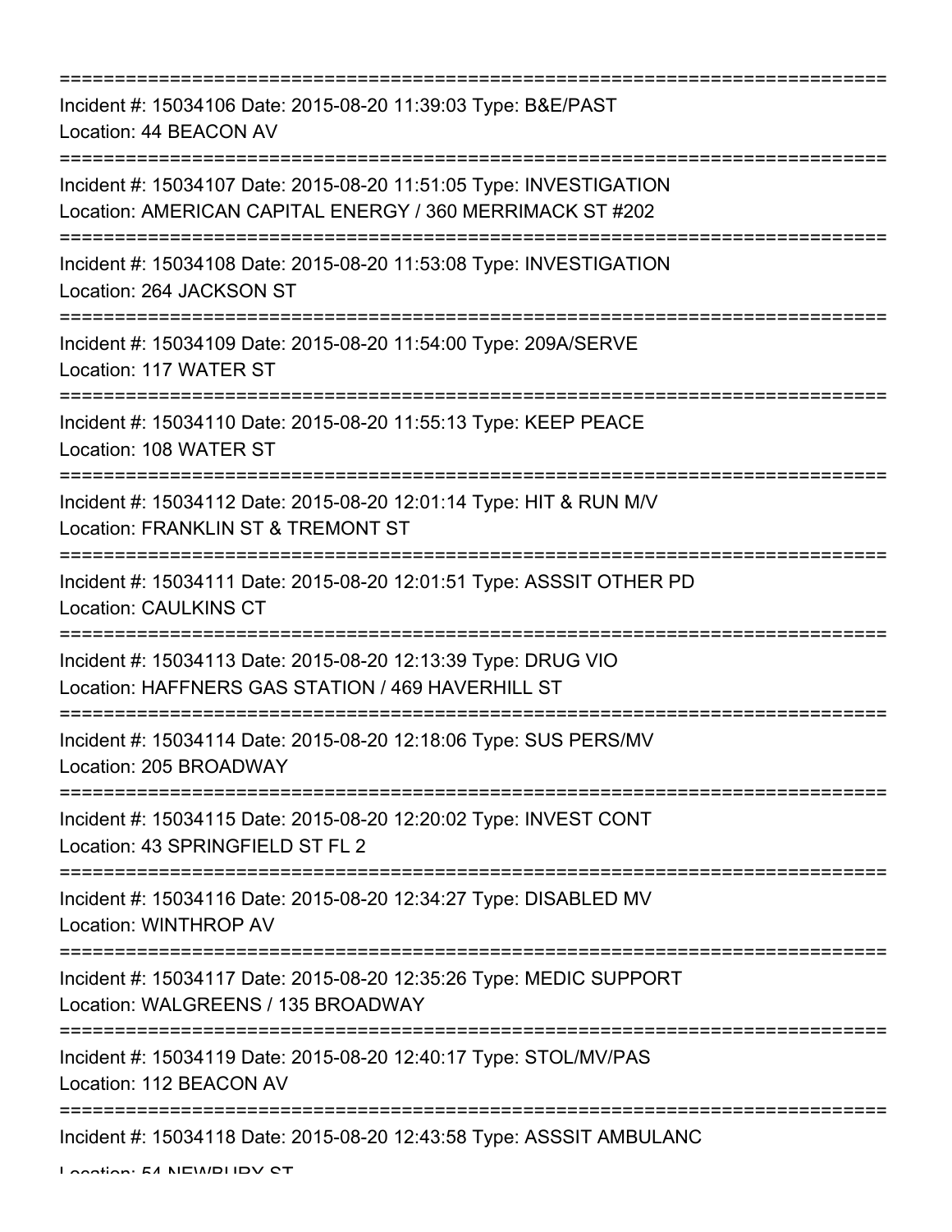===========================================================================

Incident #: 15034106 Date: 2015-08-20 11:39:03 Type: B&E/PAST
Location: 44 BEACON AV

===========================================================================

Incident #: 15034107 Date: 2015-08-20 11:51:05 Type: INVESTIGATION
Location: AMERICAN CAPITAL ENERGY / 360 MERRIMACK ST #202

===========================================================================

Incident #: 15034108 Date: 2015-08-20 11:53:08 Type: INVESTIGATION
Location: 264 JACKSON ST

===========================================================================

Incident #: 15034109 Date: 2015-08-20 11:54:00 Type: 209A/SERVE
Location: 117 WATER ST

===========================================================================

Incident #: 15034110 Date: 2015-08-20 11:55:13 Type: KEEP PEACE
Location: 108 WATER ST

===========================================================================

Incident #: 15034112 Date: 2015-08-20 12:01:14 Type: HIT & RUN M/V
Location: FRANKLIN ST & TREMONT ST

===========================================================================

Incident #: 15034111 Date: 2015-08-20 12:01:51 Type: ASSSIT OTHER PD
Location: CAULKINS CT

===========================================================================

Incident #: 15034113 Date: 2015-08-20 12:13:39 Type: DRUG VIO
Location: HAFFNERS GAS STATION / 469 HAVERHILL ST

===========================================================================

Incident #: 15034114 Date: 2015-08-20 12:18:06 Type: SUS PERS/MV
Location: 205 BROADWAY

===========================================================================

Incident #: 15034115 Date: 2015-08-20 12:20:02 Type: INVEST CONT
Location: 43 SPRINGFIELD ST FL 2

===========================================================================

Incident #: 15034116 Date: 2015-08-20 12:34:27 Type: DISABLED MV
Location: WINTHROP AV

===========================================================================

Incident #: 15034117 Date: 2015-08-20 12:35:26 Type: MEDIC SUPPORT
Location: WALGREENS / 135 BROADWAY

===========================================================================

Incident #: 15034119 Date: 2015-08-20 12:40:17 Type: STOL/MV/PAS
Location: 112 BEACON AV

===========================================================================

Incident #: 15034118 Date: 2015-08-20 12:43:58 Type: ASSSIT AMBULANC
Location: 54 NEWBURY ST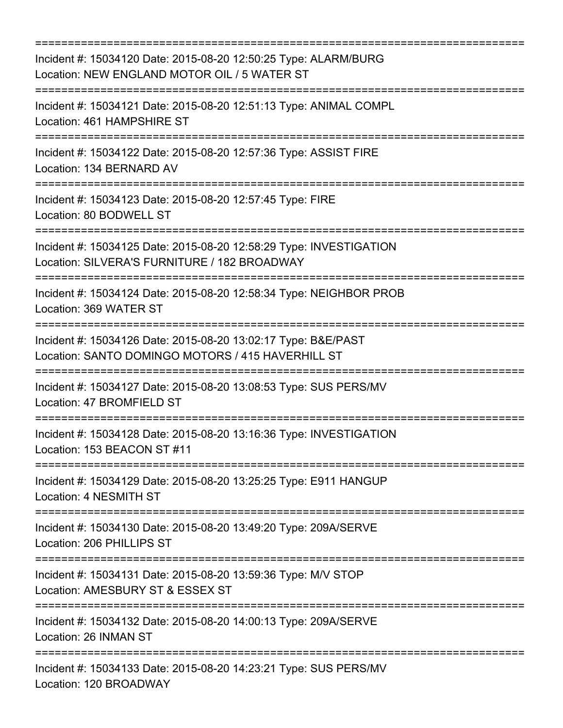===========================================================================

Incident #: 15034120 Date: 2015-08-20 12:50:25 Type: ALARM/BURG
Location: NEW ENGLAND MOTOR OIL / 5 WATER ST

===========================================================================

Incident #: 15034121 Date: 2015-08-20 12:51:13 Type: ANIMAL COMPL
Location: 461 HAMPSHIRE ST

===========================================================================

Incident #: 15034122 Date: 2015-08-20 12:57:36 Type: ASSIST FIRE
Location: 134 BERNARD AV

===========================================================================

Incident #: 15034123 Date: 2015-08-20 12:57:45 Type: FIRE
Location: 80 BODWELL ST

===========================================================================

Incident #: 15034125 Date: 2015-08-20 12:58:29 Type: INVESTIGATION
Location: SILVERA'S FURNITURE / 182 BROADWAY

===========================================================================

Incident #: 15034124 Date: 2015-08-20 12:58:34 Type: NEIGHBOR PROB
Location: 369 WATER ST

===========================================================================

Incident #: 15034126 Date: 2015-08-20 13:02:17 Type: B&E/PAST
Location: SANTO DOMINGO MOTORS / 415 HAVERHILL ST

===========================================================================

Incident #: 15034127 Date: 2015-08-20 13:08:53 Type: SUS PERS/MV
Location: 47 BROMFIELD ST

===========================================================================

Incident #: 15034128 Date: 2015-08-20 13:16:36 Type: INVESTIGATION
Location: 153 BEACON ST #11

===========================================================================

Incident #: 15034129 Date: 2015-08-20 13:25:25 Type: E911 HANGUP
Location: 4 NESMITH ST

===========================================================================

Incident #: 15034130 Date: 2015-08-20 13:49:20 Type: 209A/SERVE
Location: 206 PHILLIPS ST

===========================================================================

Incident #: 15034131 Date: 2015-08-20 13:59:36 Type: M/V STOP
Location: AMESBURY ST & ESSEX ST

===========================================================================

Incident #: 15034132 Date: 2015-08-20 14:00:13 Type: 209A/SERVE
Location: 26 INMAN ST

===========================================================================

Incident #: 15034133 Date: 2015-08-20 14:23:21 Type: SUS PERS/MV
Location: 120 BROADWAY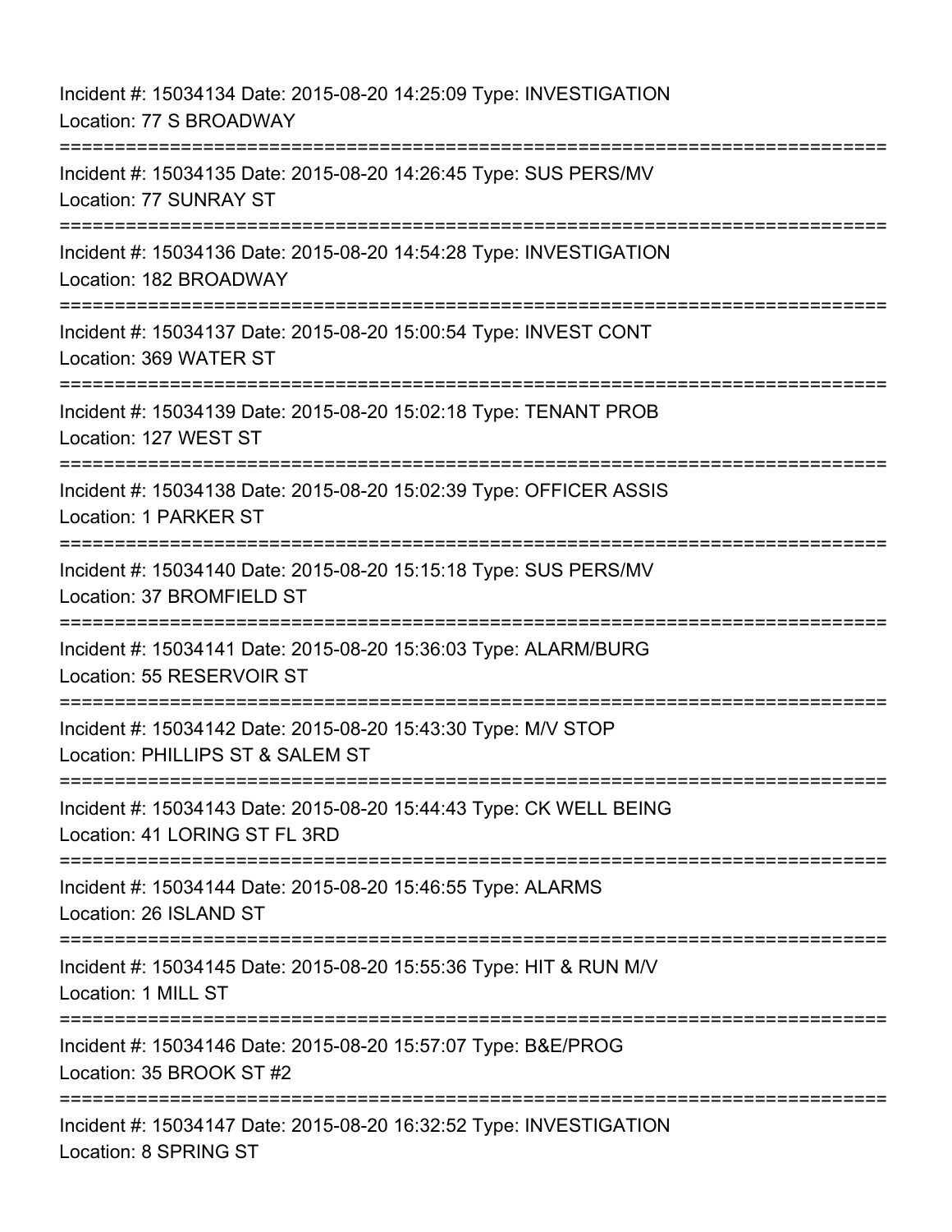Incident #: 15034134 Date: 2015-08-20 14:25:09 Type: INVESTIGATION
Location: 77 S BROADWAY

===========================================================================

Incident #: 15034135 Date: 2015-08-20 14:26:45 Type: SUS PERS/MV
Location: 77 SUNRAY ST

===========================================================================

Incident #: 15034136 Date: 2015-08-20 14:54:28 Type: INVESTIGATION
Location: 182 BROADWAY

===========================================================================

Incident #: 15034137 Date: 2015-08-20 15:00:54 Type: INVEST CONT
Location: 369 WATER ST

===========================================================================

Incident #: 15034139 Date: 2015-08-20 15:02:18 Type: TENANT PROB
Location: 127 WEST ST

===========================================================================

Incident #: 15034138 Date: 2015-08-20 15:02:39 Type: OFFICER ASSIS
Location: 1 PARKER ST

===========================================================================

Incident #: 15034140 Date: 2015-08-20 15:15:18 Type: SUS PERS/MV
Location: 37 BROMFIELD ST

===========================================================================

Incident #: 15034141 Date: 2015-08-20 15:36:03 Type: ALARM/BURG
Location: 55 RESERVOIR ST

===========================================================================

Incident #: 15034142 Date: 2015-08-20 15:43:30 Type: M/V STOP
Location: PHILLIPS ST & SALEM ST

===========================================================================

Incident #: 15034143 Date: 2015-08-20 15:44:43 Type: CK WELL BEING
Location: 41 LORING ST FL 3RD

===========================================================================

Incident #: 15034144 Date: 2015-08-20 15:46:55 Type: ALARMS
Location: 26 ISLAND ST

===========================================================================

Incident #: 15034145 Date: 2015-08-20 15:55:36 Type: HIT & RUN M/V
Location: 1 MILL ST

===========================================================================

Incident #: 15034146 Date: 2015-08-20 15:57:07 Type: B&E/PROG
Location: 35 BROOK ST #2

===========================================================================

Incident #: 15034147 Date: 2015-08-20 16:32:52 Type: INVESTIGATION
Location: 8 SPRING ST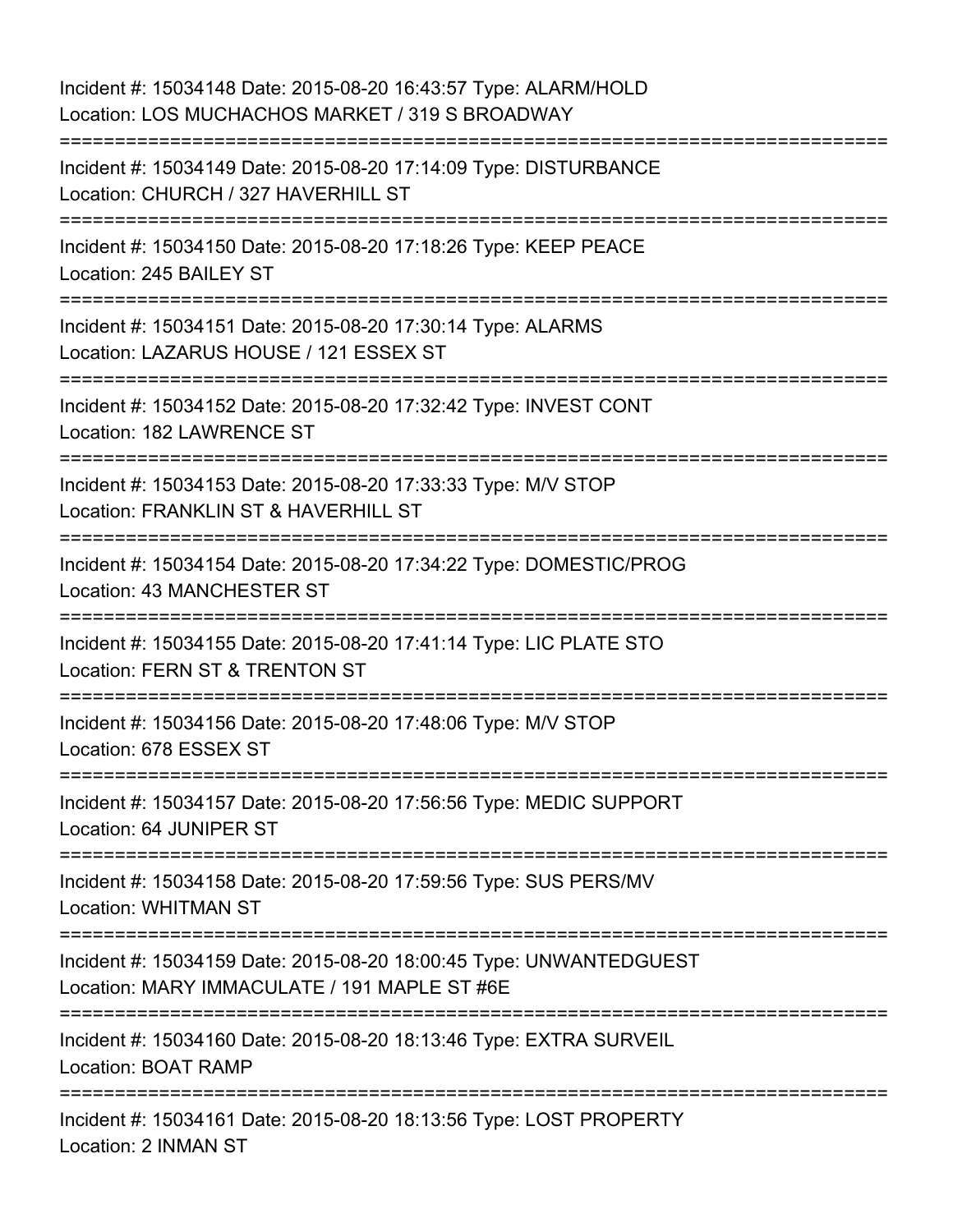Incident #: 15034148 Date: 2015-08-20 16:43:57 Type: ALARM/HOLD
Location: LOS MUCHACHOS MARKET / 319 S BROADWAY

===========================================================================

Incident #: 15034149 Date: 2015-08-20 17:14:09 Type: DISTURBANCE
Location: CHURCH / 327 HAVERHILL ST

===========================================================================

Incident #: 15034150 Date: 2015-08-20 17:18:26 Type: KEEP PEACE
Location: 245 BAILEY ST

===========================================================================

Incident #: 15034151 Date: 2015-08-20 17:30:14 Type: ALARMS
Location: LAZARUS HOUSE / 121 ESSEX ST

===========================================================================

Incident #: 15034152 Date: 2015-08-20 17:32:42 Type: INVEST CONT
Location: 182 LAWRENCE ST

===========================================================================

Incident #: 15034153 Date: 2015-08-20 17:33:33 Type: M/V STOP
Location: FRANKLIN ST & HAVERHILL ST

===========================================================================

Incident #: 15034154 Date: 2015-08-20 17:34:22 Type: DOMESTIC/PROG
Location: 43 MANCHESTER ST

===========================================================================

Incident #: 15034155 Date: 2015-08-20 17:41:14 Type: LIC PLATE STO
Location: FERN ST & TRENTON ST

===========================================================================

Incident #: 15034156 Date: 2015-08-20 17:48:06 Type: M/V STOP
Location: 678 ESSEX ST

===========================================================================

Incident #: 15034157 Date: 2015-08-20 17:56:56 Type: MEDIC SUPPORT
Location: 64 JUNIPER ST

===========================================================================

Incident #: 15034158 Date: 2015-08-20 17:59:56 Type: SUS PERS/MV
Location: WHITMAN ST

===========================================================================

Incident #: 15034159 Date: 2015-08-20 18:00:45 Type: UNWANTEDGUEST
Location: MARY IMMACULATE / 191 MAPLE ST #6E

===========================================================================

Incident #: 15034160 Date: 2015-08-20 18:13:46 Type: EXTRA SURVEIL
Location: BOAT RAMP

===========================================================================

Incident #: 15034161 Date: 2015-08-20 18:13:56 Type: LOST PROPERTY
Location: 2 INMAN ST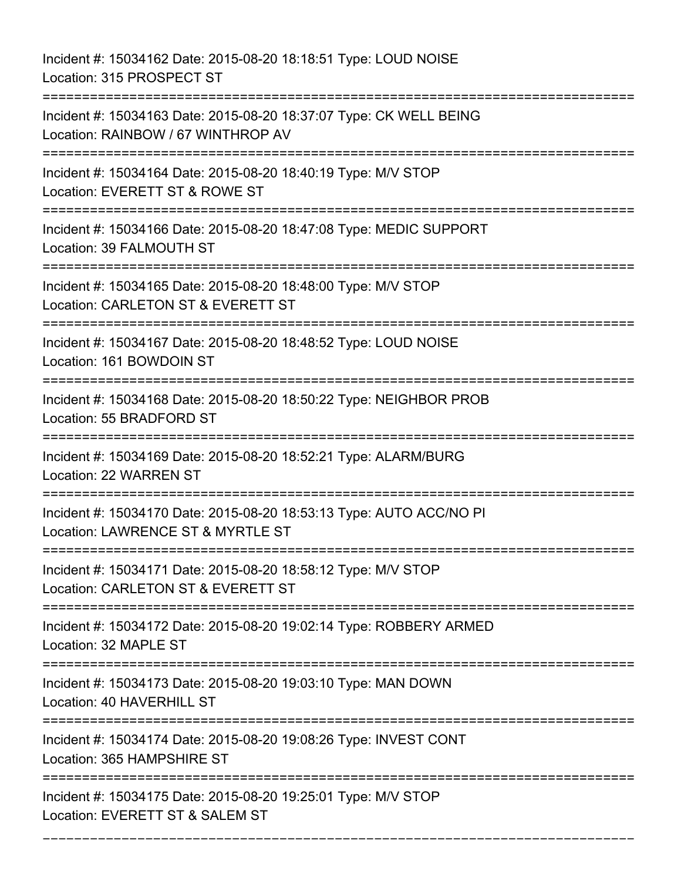Incident #: 15034162 Date: 2015-08-20 18:18:51 Type: LOUD NOISE
Location: 315 PROSPECT ST

===========================================================================

Incident #: 15034163 Date: 2015-08-20 18:37:07 Type: CK WELL BEING
Location: RAINBOW / 67 WINTHROP AV

===========================================================================

Incident #: 15034164 Date: 2015-08-20 18:40:19 Type: M/V STOP
Location: EVERETT ST & ROWE ST

===========================================================================

Incident #: 15034166 Date: 2015-08-20 18:47:08 Type: MEDIC SUPPORT
Location: 39 FALMOUTH ST

===========================================================================

Incident #: 15034165 Date: 2015-08-20 18:48:00 Type: M/V STOP
Location: CARLETON ST & EVERETT ST

===========================================================================

Incident #: 15034167 Date: 2015-08-20 18:48:52 Type: LOUD NOISE
Location: 161 BOWDOIN ST

===========================================================================

Incident #: 15034168 Date: 2015-08-20 18:50:22 Type: NEIGHBOR PROB
Location: 55 BRADFORD ST

===========================================================================

Incident #: 15034169 Date: 2015-08-20 18:52:21 Type: ALARM/BURG
Location: 22 WARREN ST

===========================================================================

Incident #: 15034170 Date: 2015-08-20 18:53:13 Type: AUTO ACC/NO PI
Location: LAWRENCE ST & MYRTLE ST

===========================================================================

Incident #: 15034171 Date: 2015-08-20 18:58:12 Type: M/V STOP
Location: CARLETON ST & EVERETT ST

===========================================================================

Incident #: 15034172 Date: 2015-08-20 19:02:14 Type: ROBBERY ARMED
Location: 32 MAPLE ST

===========================================================================

Incident #: 15034173 Date: 2015-08-20 19:03:10 Type: MAN DOWN
Location: 40 HAVERHILL ST

===========================================================================

Incident #: 15034174 Date: 2015-08-20 19:08:26 Type: INVEST CONT
Location: 365 HAMPSHIRE ST

===========================================================================

Incident #: 15034175 Date: 2015-08-20 19:25:01 Type: M/V STOP
Location: EVERETT ST & SALEM ST

---------------------------------------------------------------------------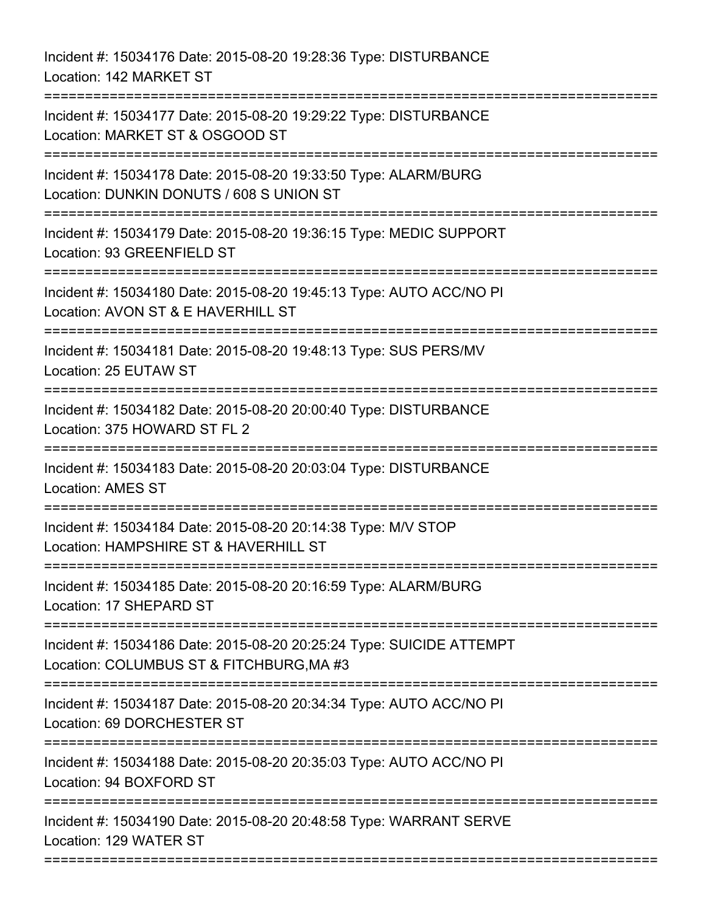Incident #: 15034176 Date: 2015-08-20 19:28:36 Type: DISTURBANCE
Location: 142 MARKET ST

===========================================================================

Incident #: 15034177 Date: 2015-08-20 19:29:22 Type: DISTURBANCE
Location: MARKET ST & OSGOOD ST

===========================================================================

Incident #: 15034178 Date: 2015-08-20 19:33:50 Type: ALARM/BURG
Location: DUNKIN DONUTS / 608 S UNION ST

===========================================================================

Incident #: 15034179 Date: 2015-08-20 19:36:15 Type: MEDIC SUPPORT
Location: 93 GREENFIELD ST

===========================================================================

Incident #: 15034180 Date: 2015-08-20 19:45:13 Type: AUTO ACC/NO PI
Location: AVON ST & E HAVERHILL ST

===========================================================================

Incident #: 15034181 Date: 2015-08-20 19:48:13 Type: SUS PERS/MV
Location: 25 EUTAW ST

===========================================================================

Incident #: 15034182 Date: 2015-08-20 20:00:40 Type: DISTURBANCE
Location: 375 HOWARD ST FL 2

===========================================================================

Incident #: 15034183 Date: 2015-08-20 20:03:04 Type: DISTURBANCE
Location: AMES ST

===========================================================================

Incident #: 15034184 Date: 2015-08-20 20:14:38 Type: M/V STOP
Location: HAMPSHIRE ST & HAVERHILL ST

===========================================================================

Incident #: 15034185 Date: 2015-08-20 20:16:59 Type: ALARM/BURG
Location: 17 SHEPARD ST

===========================================================================

Incident #: 15034186 Date: 2015-08-20 20:25:24 Type: SUICIDE ATTEMPT
Location: COLUMBUS ST & FITCHBURG,MA #3

===========================================================================

Incident #: 15034187 Date: 2015-08-20 20:34:34 Type: AUTO ACC/NO PI
Location: 69 DORCHESTER ST

===========================================================================

Incident #: 15034188 Date: 2015-08-20 20:35:03 Type: AUTO ACC/NO PI
Location: 94 BOXFORD ST

===========================================================================

Incident #: 15034190 Date: 2015-08-20 20:48:58 Type: WARRANT SERVE
Location: 129 WATER ST

===========================================================================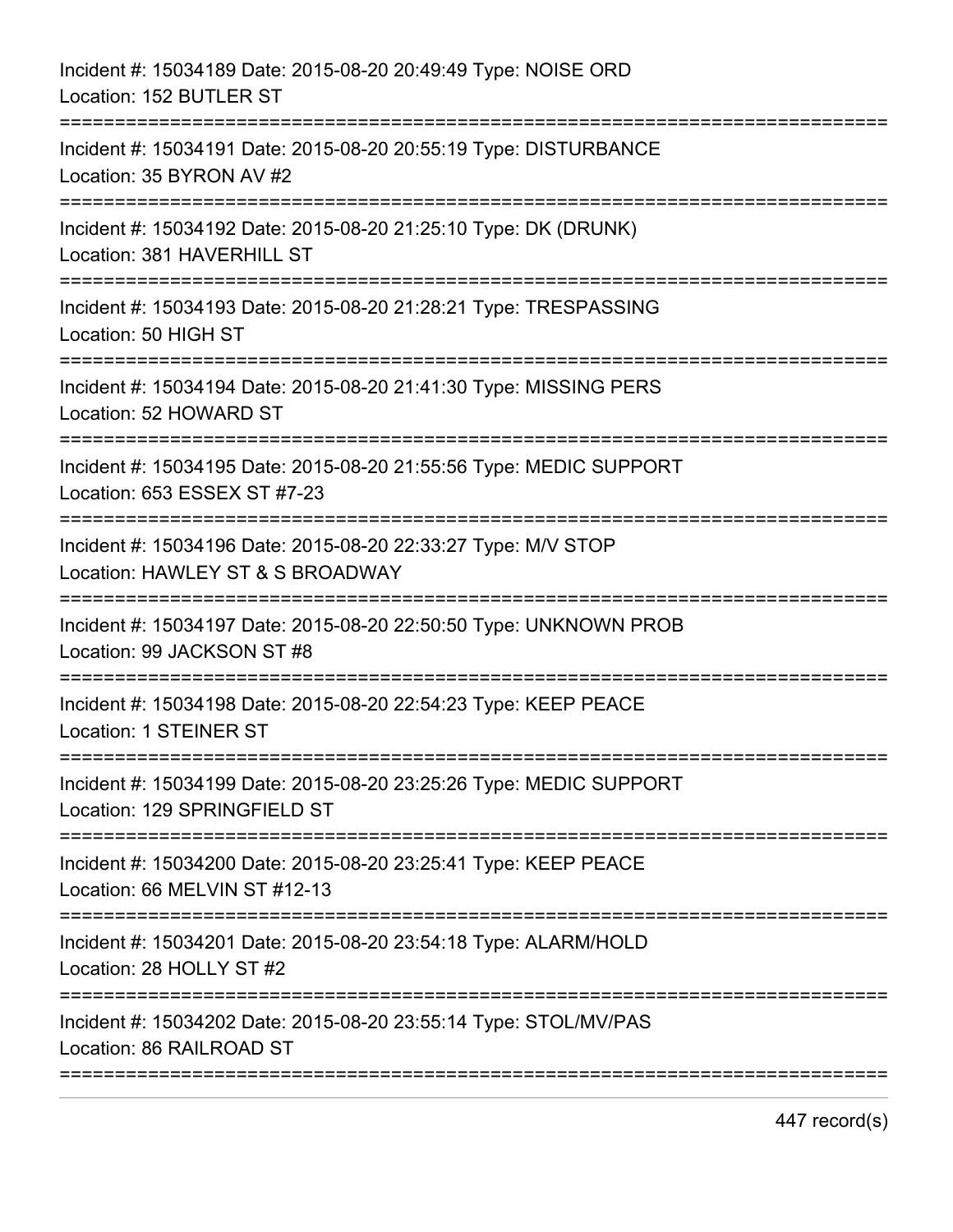Incident #: 15034189 Date: 2015-08-20 20:49:49 Type: NOISE ORD
Location: 152 BUTLER ST

===========================================================================

Incident #: 15034191 Date: 2015-08-20 20:55:19 Type: DISTURBANCE
Location: 35 BYRON AV #2

===========================================================================

Incident #: 15034192 Date: 2015-08-20 21:25:10 Type: DK (DRUNK)
Location: 381 HAVERHILL ST

===========================================================================

Incident #: 15034193 Date: 2015-08-20 21:28:21 Type: TRESPASSING
Location: 50 HIGH ST

===========================================================================

Incident #: 15034194 Date: 2015-08-20 21:41:30 Type: MISSING PERS
Location: 52 HOWARD ST

===========================================================================

Incident #: 15034195 Date: 2015-08-20 21:55:56 Type: MEDIC SUPPORT
Location: 653 ESSEX ST #7-23

===========================================================================

Incident #: 15034196 Date: 2015-08-20 22:33:27 Type: M/V STOP
Location: HAWLEY ST & S BROADWAY

===========================================================================

Incident #: 15034197 Date: 2015-08-20 22:50:50 Type: UNKNOWN PROB
Location: 99 JACKSON ST #8

===========================================================================

Incident #: 15034198 Date: 2015-08-20 22:54:23 Type: KEEP PEACE
Location: 1 STEINER ST

===========================================================================

Incident #: 15034199 Date: 2015-08-20 23:25:26 Type: MEDIC SUPPORT
Location: 129 SPRINGFIELD ST

===========================================================================

Incident #: 15034200 Date: 2015-08-20 23:25:41 Type: KEEP PEACE
Location: 66 MELVIN ST #12-13

===========================================================================

Incident #: 15034201 Date: 2015-08-20 23:54:18 Type: ALARM/HOLD
Location: 28 HOLLY ST #2

===========================================================================

Incident #: 15034202 Date: 2015-08-20 23:55:14 Type: STOL/MV/PAS
Location: 86 RAILROAD ST

===========================================================================

447 record(s)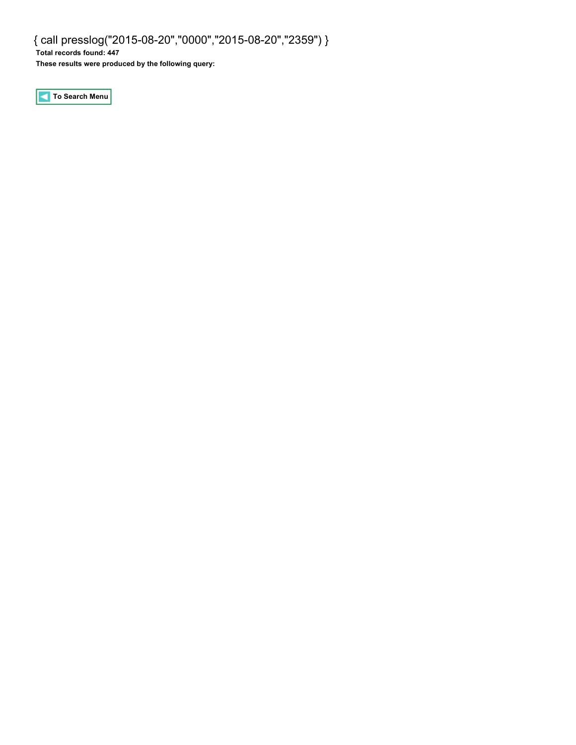{ call presslog("2015-08-20","0000","2015-08-20","2359") }

**Total records found: 447**

**These results were produced by the following query:**

**To Search Menu**